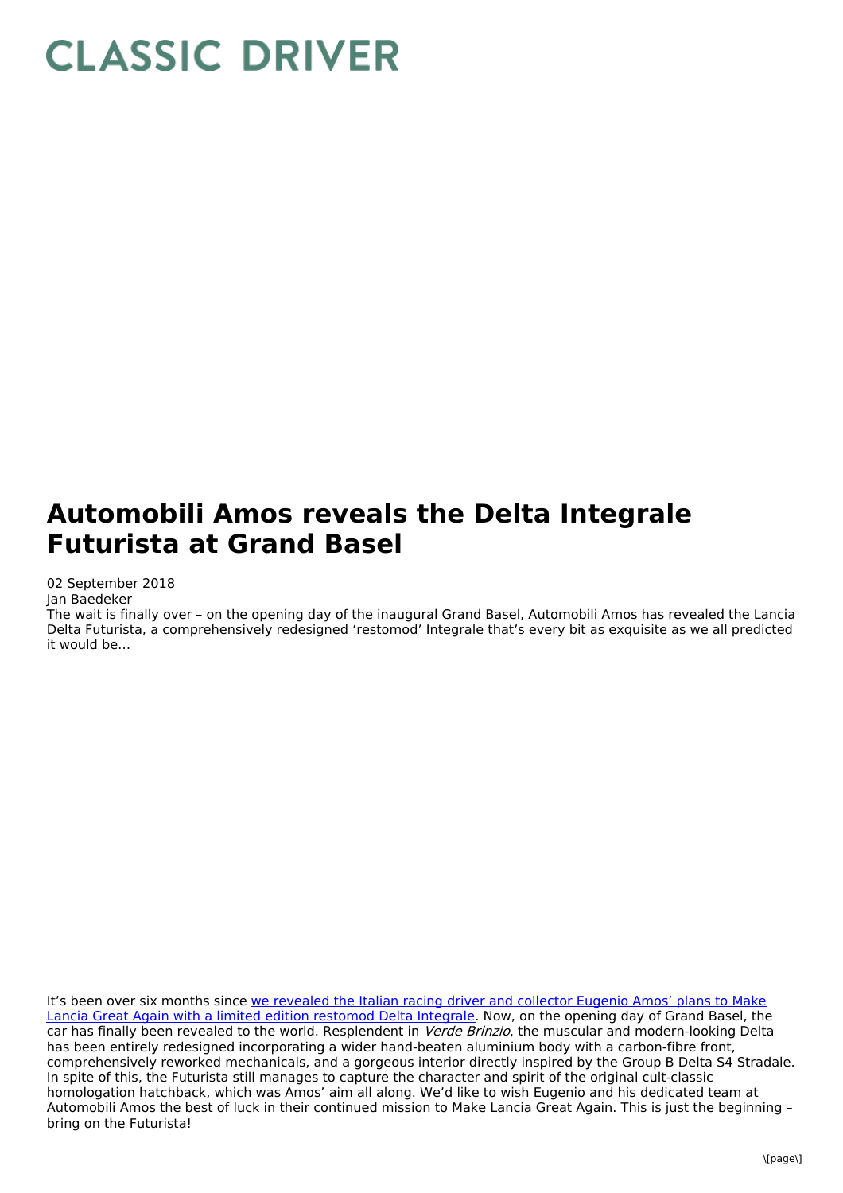# CLASSIC DRIVER

# Automobili Amos reveals the Delta Integrale Futurista at Grand Basel

02 September 2018

Jan Baedeker

The wait is finally over – on the opening day of the inaugural Grand Basel, Automobili Amos has revealed the Lancia Delta Futurista, a comprehensively redesigned 'restomod' Integrale that's every bit as exquisite as we all predicted it would be...

It's been over six months since we revealed the Italian racing driver and collector Eugenio Amos' plans to Make Lancia Great Again with a limited edition restomod Delta Integrale. Now, on the opening day of Grand Basel, the car has finally been revealed to the world. Resplendent in *Verde Brinzio*, the muscular and modern-looking Delta has been entirely redesigned incorporating a wider hand-beaten aluminium body with a carbon-fibre front, comprehensively reworked mechanicals, and a gorgeous interior directly inspired by the Group B Delta S4 Stradale. In spite of this, the Futurista still manages to capture the character and spirit of the original cult-classic homologation hatchback, which was Amos' aim all along. We'd like to wish Eugenio and his dedicated team at Automobili Amos the best of luck in their continued mission to Make Lancia Great Again. This is just the beginning – bring on the Futurista!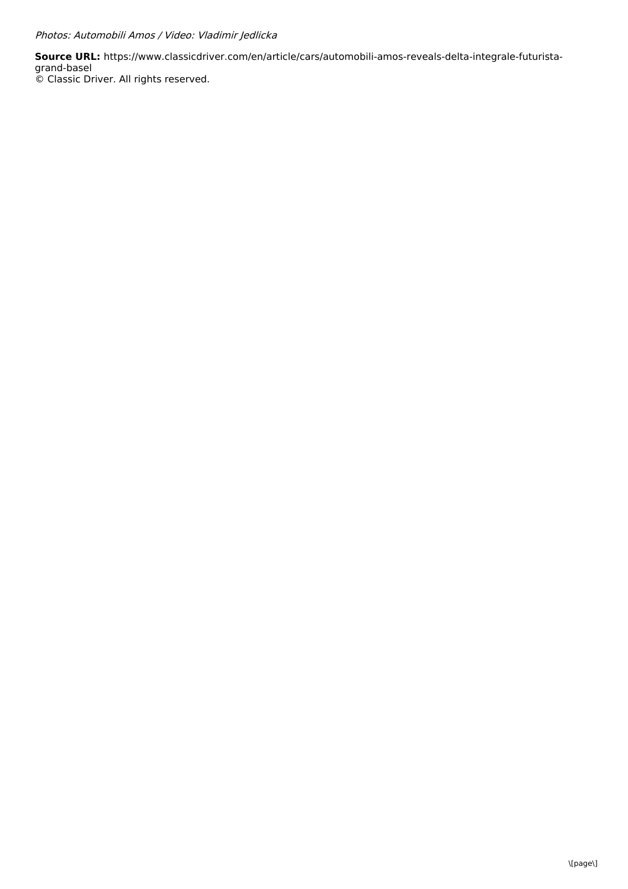*Photos: Automobili Amos / Video: Vladimir Jedlicka*

**Source URL:** https://www.classicdriver.com/en/article/cars/automobili-amos-reveals-delta-integrale-futurista-grand-basel
© Classic Driver. All rights reserved.